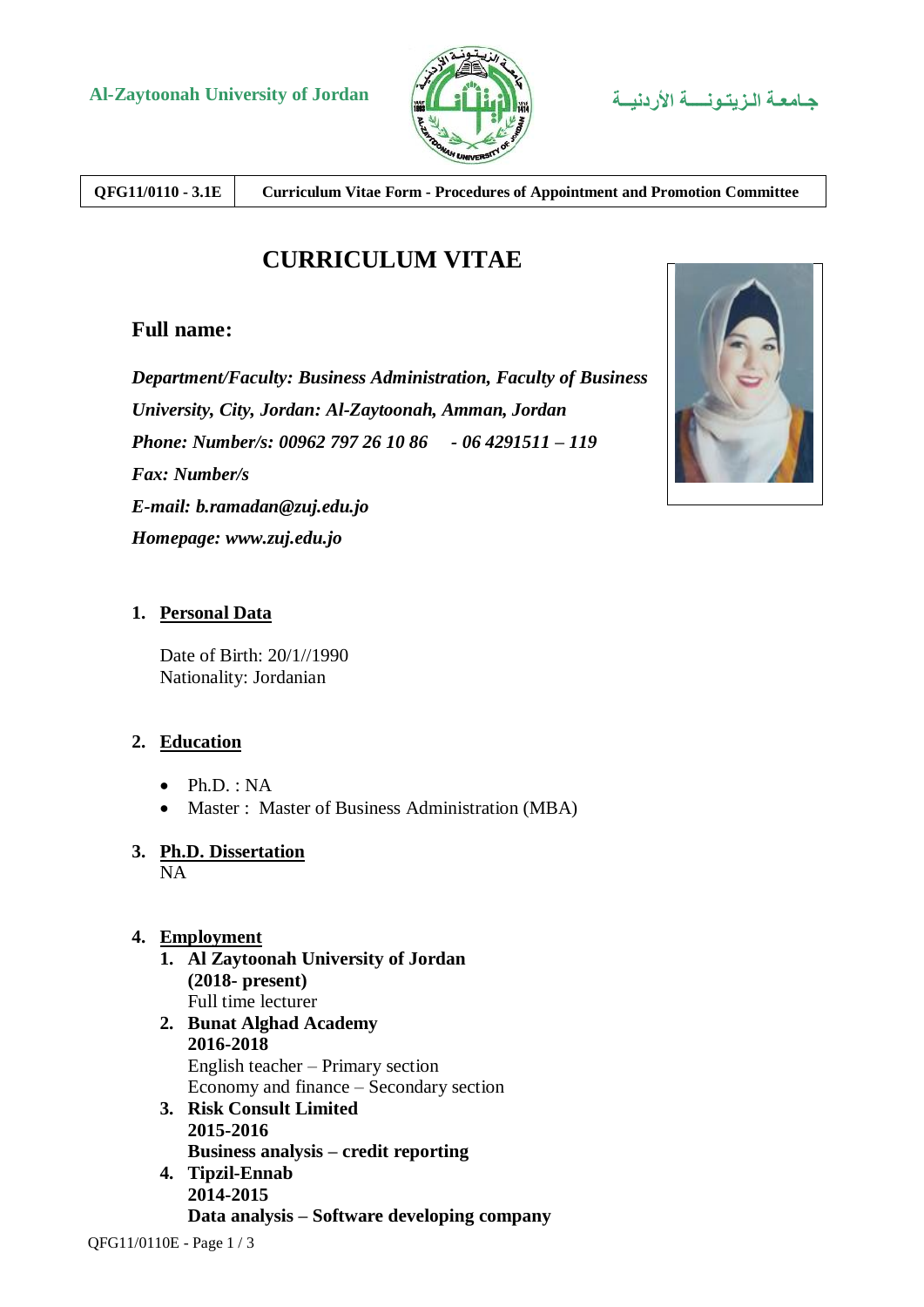Al-Zaytoonah University of Jordan    جـامعـة الـزيـتـونـــة الأردنيــة

| QFG11/0110 - 3.1E | Curriculum Vitae Form - Procedures of Appointment and Promotion Committee |
|---|---|

# CURRICULUM VITAE

## Full name:

***Department/Faculty: Business Administration, Faculty of Business***
***University, City, Jordan: Al-Zaytoonah, Amman, Jordan***
***Phone: Number/s: 00962 797 26 10 86   - 06 4291511 – 119***
***Fax: Number/s***
***E-mail: b.ramadan@zuj.edu.jo***
***Homepage: www.zuj.edu.jo***

### 1. Personal Data

Date of Birth: 20/1//1990
Nationality: Jordanian

### 2. Education

- Ph.D. : NA
- Master : Master of Business Administration (MBA)

### 3. Ph.D. Dissertation

NA

### 4. Employment

1. **Al Zaytoonah University of Jordan**
   **(2018- present)**
   Full time lecturer
2. **Bunat Alghad Academy**
   **2016-2018**
   English teacher – Primary section
   Economy and finance – Secondary section
3. **Risk Consult Limited**
   **2015-2016**
   **Business analysis – credit reporting**
4. **Tipzil-Ennab**
   **2014-2015**
   **Data analysis – Software developing company**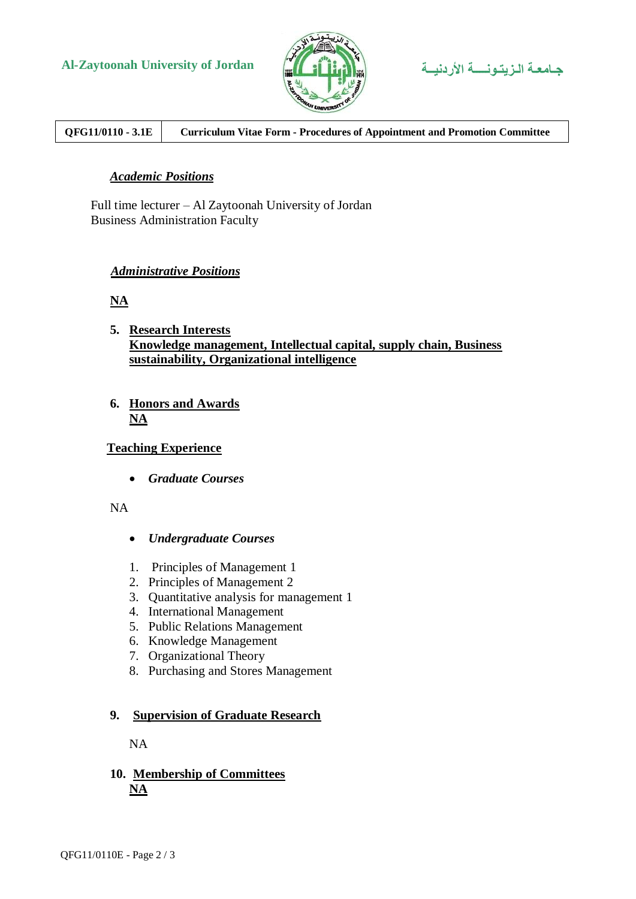### ***Academic Positions***

Full time lecturer – Al Zaytoonah University of Jordan
Business Administration Faculty

### ***Administrative Positions***

**NA**

5. **Research Interests**
   **Knowledge management, Intellectual capital, supply chain, Business sustainability, Organizational intelligence**

6. **Honors and Awards**
   **NA**

### **Teaching Experience**

- ***Graduate Courses***

NA

- ***Undergraduate Courses***

1. Principles of Management 1
2. Principles of Management 2
3. Quantitative analysis for management 1
4. International Management
5. Public Relations Management
6. Knowledge Management
7. Organizational Theory
8. Purchasing and Stores Management

9. **Supervision of Graduate Research**

   NA

10. **Membership of Committees**
    **NA**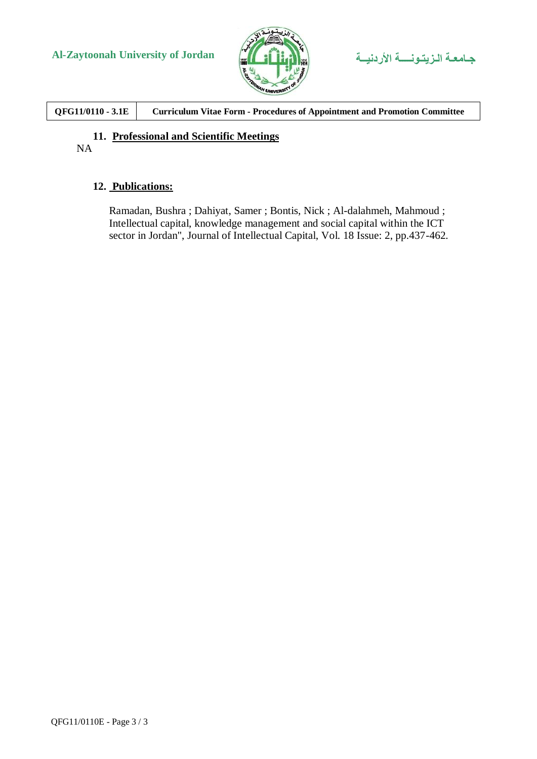## 11. Professional and Scientific Meetings

NA

## 12. Publications:

Ramadan, Bushra ; Dahiyat, Samer ; Bontis, Nick ; Al-dalahmeh, Mahmoud ; Intellectual capital, knowledge management and social capital within the ICT sector in Jordan", Journal of Intellectual Capital, Vol. 18 Issue: 2, pp.437-462.